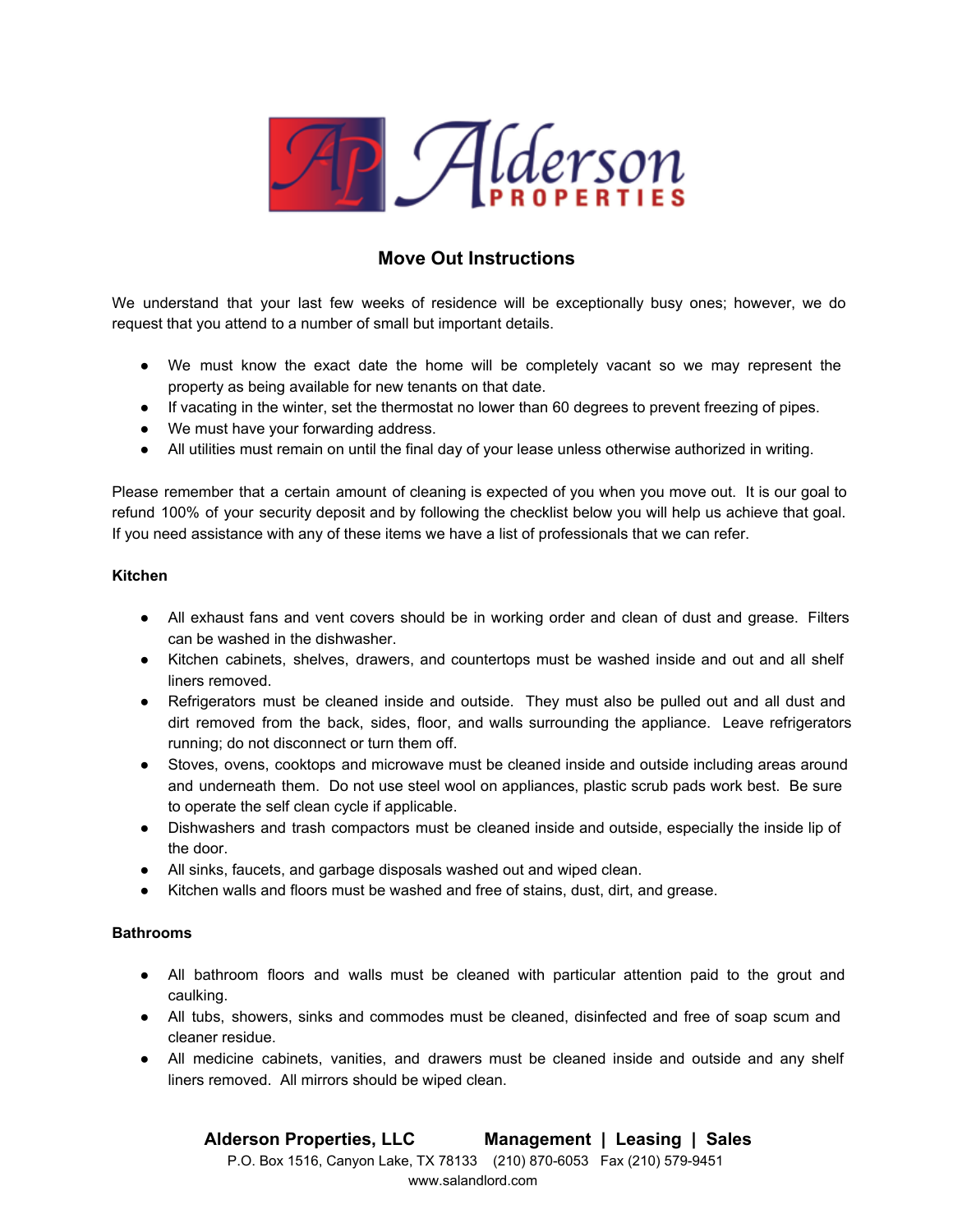## Move Out Instructions

We understand that your last few weeks of residence will be exceptionally busy ones; however, we do request that you attend to a number of small but important details.

- We must know the exact date the home will be completely vacant so we may represent the property as being available for new tenants on that date.
- If vacating in the winter, set the thermostat no lower than 60 degrees to prevent freezing of pipes.
- We must have your forwarding address.
- All utilities must remain on until the final day of your lease unless otherwise authorized in writing.

Please remember that a certain amount of cleaning is expected of you when you move out. It is our goal to refund 100% of your security deposit and by following the checklist below you will help us achieve that goal. If you need assistance with any of these items we have a list of professionals that we can refer.

**Kitchen**

- All exhaust fans and vent covers should be in working order and clean of dust and grease. Filters can be washed in the dishwasher.
- Kitchen cabinets, shelves, drawers, and countertops must be washed inside and out and all shelf liners removed.
- Refrigerators must be cleaned inside and outside. They must also be pulled out and all dust and dirt removed from the back, sides, floor, and walls surrounding the appliance. Leave refrigerators running; do not disconnect or turn them off.
- Stoves, ovens, cooktops and microwave must be cleaned inside and outside including areas around and underneath them. Do not use steel wool on appliances, plastic scrub pads work best. Be sure to operate the self clean cycle if applicable.
- Dishwashers and trash compactors must be cleaned inside and outside, especially the inside lip of the door.
- All sinks, faucets, and garbage disposals washed out and wiped clean.
- Kitchen walls and floors must be washed and free of stains, dust, dirt, and grease.

**Bathrooms**

- All bathroom floors and walls must be cleaned with particular attention paid to the grout and caulking.
- All tubs, showers, sinks and commodes must be cleaned, disinfected and free of soap scum and cleaner residue.
- All medicine cabinets, vanities, and drawers must be cleaned inside and outside and any shelf liners removed. All mirrors should be wiped clean.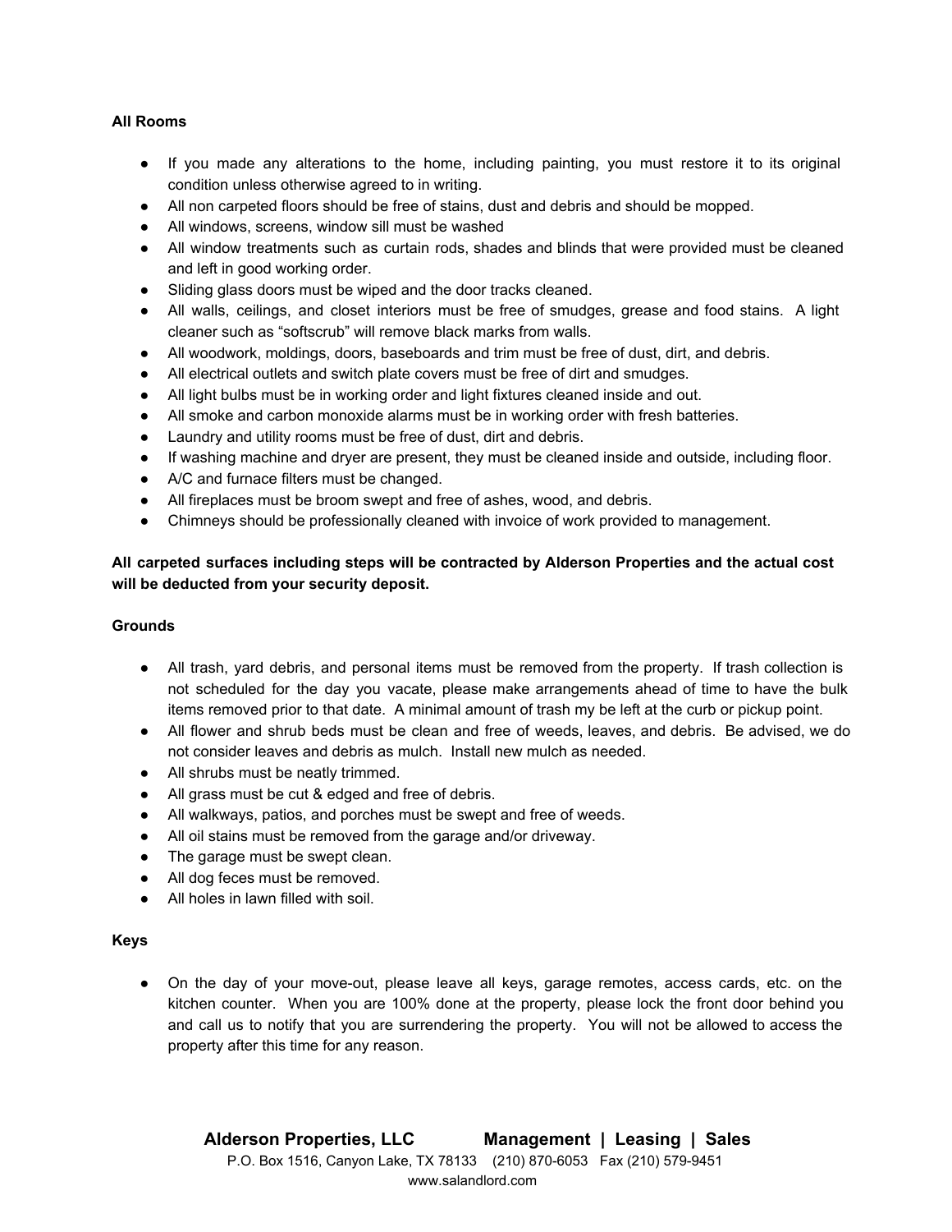**All Rooms**

- If you made any alterations to the home, including painting, you must restore it to its original condition unless otherwise agreed to in writing.
- All non carpeted floors should be free of stains, dust and debris and should be mopped.
- All windows, screens, window sill must be washed
- All window treatments such as curtain rods, shades and blinds that were provided must be cleaned and left in good working order.
- Sliding glass doors must be wiped and the door tracks cleaned.
- All walls, ceilings, and closet interiors must be free of smudges, grease and food stains. A light cleaner such as "softscrub" will remove black marks from walls.
- All woodwork, moldings, doors, baseboards and trim must be free of dust, dirt, and debris.
- All electrical outlets and switch plate covers must be free of dirt and smudges.
- All light bulbs must be in working order and light fixtures cleaned inside and out.
- All smoke and carbon monoxide alarms must be in working order with fresh batteries.
- Laundry and utility rooms must be free of dust, dirt and debris.
- If washing machine and dryer are present, they must be cleaned inside and outside, including floor.
- A/C and furnace filters must be changed.
- All fireplaces must be broom swept and free of ashes, wood, and debris.
- Chimneys should be professionally cleaned with invoice of work provided to management.

**All carpeted surfaces including steps will be contracted by Alderson Properties and the actual cost will be deducted from your security deposit.**

**Grounds**

- All trash, yard debris, and personal items must be removed from the property. If trash collection is not scheduled for the day you vacate, please make arrangements ahead of time to have the bulk items removed prior to that date. A minimal amount of trash my be left at the curb or pickup point.
- All flower and shrub beds must be clean and free of weeds, leaves, and debris. Be advised, we do not consider leaves and debris as mulch. Install new mulch as needed.
- All shrubs must be neatly trimmed.
- All grass must be cut & edged and free of debris.
- All walkways, patios, and porches must be swept and free of weeds.
- All oil stains must be removed from the garage and/or driveway.
- The garage must be swept clean.
- All dog feces must be removed.
- All holes in lawn filled with soil.

**Keys**

- On the day of your move-out, please leave all keys, garage remotes, access cards, etc. on the kitchen counter. When you are 100% done at the property, please lock the front door behind you and call us to notify that you are surrendering the property. You will not be allowed to access the property after this time for any reason.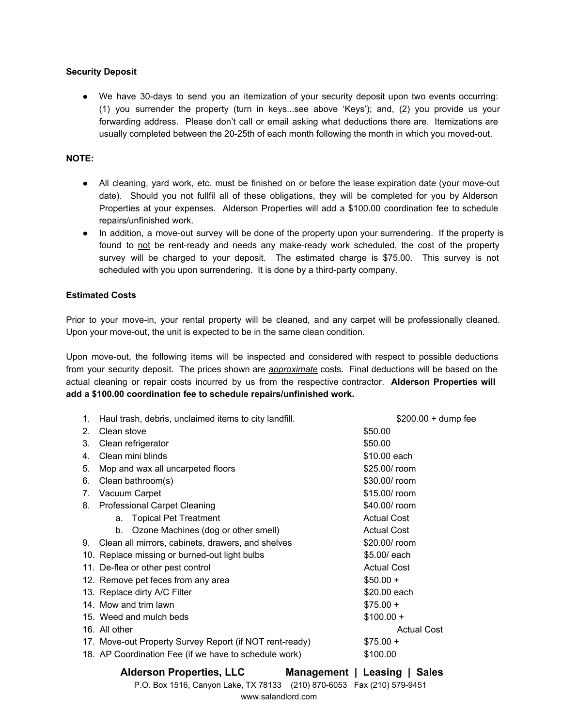**Security Deposit**

- We have 30-days to send you an itemization of your security deposit upon two events occurring: (1) you surrender the property (turn in keys...see above 'Keys'); and, (2) you provide us your forwarding address. Please don't call or email asking what deductions there are. Itemizations are usually completed between the 20-25th of each month following the month in which you moved-out.

**NOTE:**

- All cleaning, yard work, etc. must be finished on or before the lease expiration date (your move-out date). Should you not fullfil all of these obligations, they will be completed for you by Alderson Properties at your expenses. Alderson Properties will add a $100.00 coordination fee to schedule repairs/unfinished work.
- In addition, a move-out survey will be done of the property upon your surrendering. If the property is found to <u>not</u> be rent-ready and needs any make-ready work scheduled, the cost of the property survey will be charged to your deposit. The estimated charge is $75.00. This survey is not scheduled with you upon surrendering. It is done by a third-party company.

**Estimated Costs**

Prior to your move-in, your rental property will be cleaned, and any carpet will be professionally cleaned. Upon your move-out, the unit is expected to be in the same clean condition.

Upon move-out, the following items will be inspected and considered with respect to possible deductions from your security deposit. The prices shown are *approximate* costs. Final deductions will be based on the actual cleaning or repair costs incurred by us from the respective contractor. **Alderson Properties will add a $100.00 coordination fee to schedule repairs/unfinished work.**

| | |
|---|---|
| 1. Haul trash, debris, unclaimed items to city landfill. | $200.00 + dump fee |
| 2. Clean stove | $50.00 |
| 3. Clean refrigerator | $50.00 |
| 4. Clean mini blinds | $10.00 each |
| 5. Mop and wax all uncarpeted floors | $25.00/ room |
| 6. Clean bathroom(s) | $30.00/ room |
| 7. Vacuum Carpet | $15.00/ room |
| 8. Professional Carpet Cleaning | $40.00/ room |
| a. Topical Pet Treatment | Actual Cost |
| b. Ozone Machines (dog or other smell) | Actual Cost |
| 9. Clean all mirrors, cabinets, drawers, and shelves | $20.00/ room |
| 10. Replace missing or burned-out light bulbs | $5.00/ each |
| 11. De-flea or other pest control | Actual Cost |
| 12. Remove pet feces from any area | $50.00 + |
| 13. Replace dirty A/C Filter | $20.00 each |
| 14. Mow and trim lawn | $75.00 + |
| 15. Weed and mulch beds | $100.00 + |
| 16. All other | Actual Cost |
| 17. Move-out Property Survey Report (if NOT rent-ready) | $75.00 + |
| 18. AP Coordination Fee (if we have to schedule work) | $100.00 |